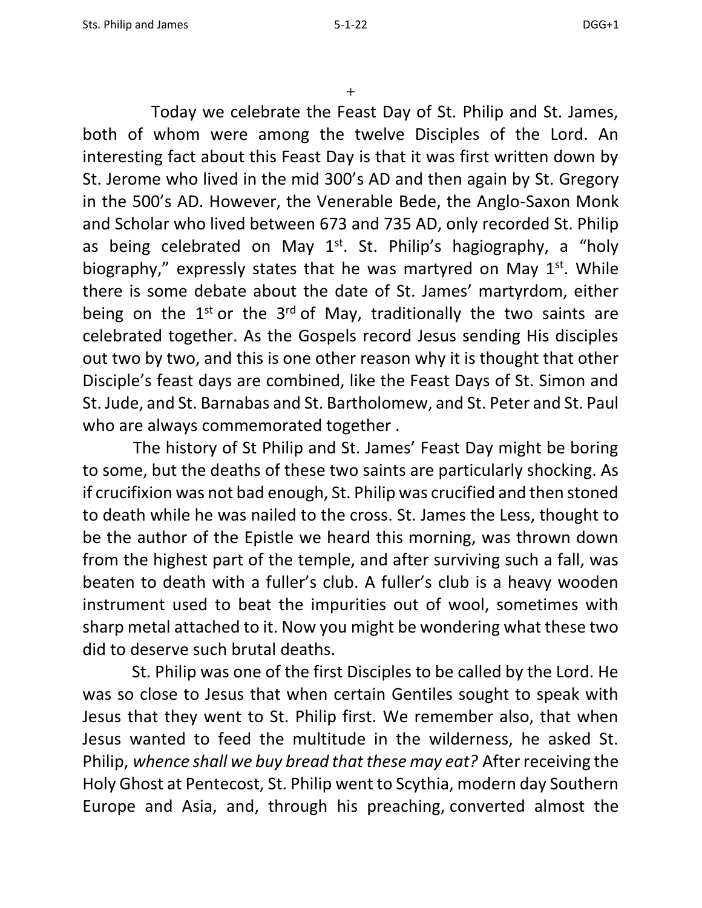+

Today we celebrate the Feast Day of St. Philip and St. James, both of whom were among the twelve Disciples of the Lord. An interesting fact about this Feast Day is that it was first written down by St. Jerome who lived in the mid 300's AD and then again by St. Gregory in the 500's AD. However, the Venerable Bede, the Anglo-Saxon Monk and Scholar who lived between 673 and 735 AD, only recorded St. Philip as being celebrated on May 1st. St. Philip's hagiography, a "holy biography," expressly states that he was martyred on May 1st. While there is some debate about the date of St. James' martyrdom, either being on the 1st or the 3rd of May, traditionally the two saints are celebrated together. As the Gospels record Jesus sending His disciples out two by two, and this is one other reason why it is thought that other Disciple's feast days are combined, like the Feast Days of St. Simon and St. Jude, and St. Barnabas and St. Bartholomew, and St. Peter and St. Paul who are always commemorated together .

The history of St Philip and St. James' Feast Day might be boring to some, but the deaths of these two saints are particularly shocking. As if crucifixion was not bad enough, St. Philip was crucified and then stoned to death while he was nailed to the cross. St. James the Less, thought to be the author of the Epistle we heard this morning, was thrown down from the highest part of the temple, and after surviving such a fall, was beaten to death with a fuller's club. A fuller's club is a heavy wooden instrument used to beat the impurities out of wool, sometimes with sharp metal attached to it. Now you might be wondering what these two did to deserve such brutal deaths.

St. Philip was one of the first Disciples to be called by the Lord. He was so close to Jesus that when certain Gentiles sought to speak with Jesus that they went to St. Philip first. We remember also, that when Jesus wanted to feed the multitude in the wilderness, he asked St. Philip, *whence shall we buy bread that these may eat?* After receiving the Holy Ghost at Pentecost, St. Philip went to Scythia, modern day Southern Europe and Asia, and, through his preaching, converted almost the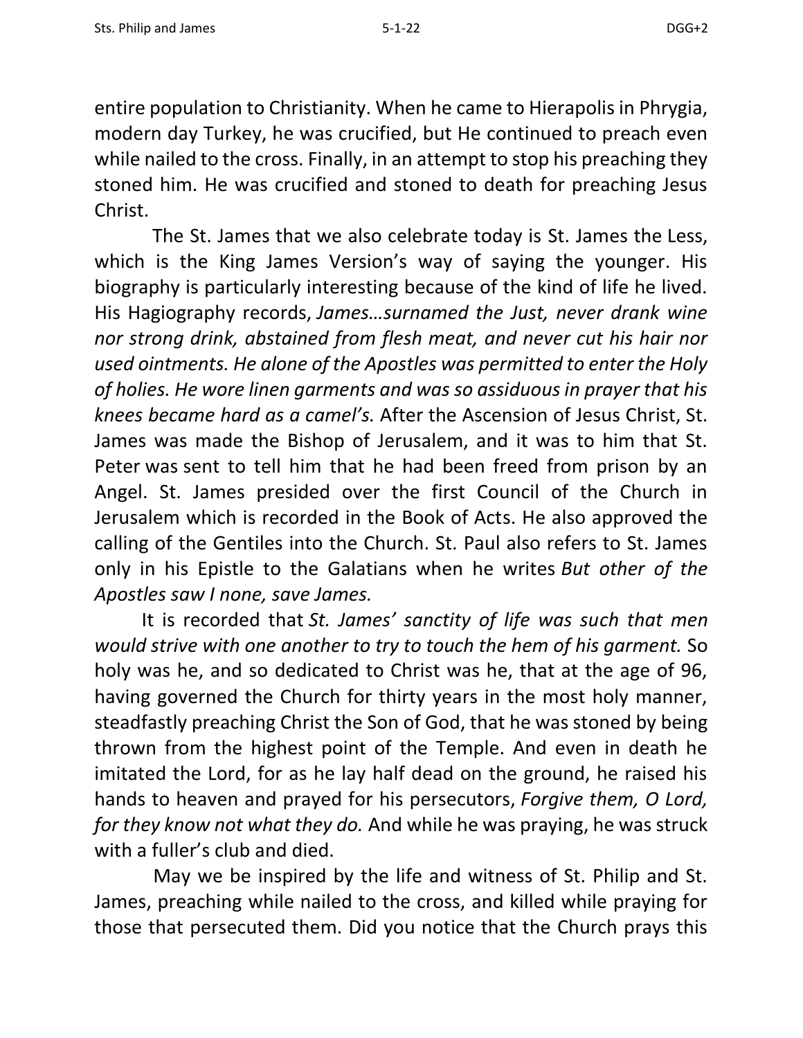entire population to Christianity. When he came to Hierapolis in Phrygia, modern day Turkey, he was crucified, but He continued to preach even while nailed to the cross. Finally, in an attempt to stop his preaching they stoned him. He was crucified and stoned to death for preaching Jesus Christ.

The St. James that we also celebrate today is St. James the Less, which is the King James Version's way of saying the younger. His biography is particularly interesting because of the kind of life he lived. His Hagiography records, *James…surnamed the Just, never drank wine nor strong drink, abstained from flesh meat, and never cut his hair nor used ointments. He alone of the Apostles was permitted to enter the Holy of holies. He wore linen garments and was so assiduous in prayer that his knees became hard as a camel's.* After the Ascension of Jesus Christ, St. James was made the Bishop of Jerusalem, and it was to him that St. Peter was sent to tell him that he had been freed from prison by an Angel. St. James presided over the first Council of the Church in Jerusalem which is recorded in the Book of Acts. He also approved the calling of the Gentiles into the Church. St. Paul also refers to St. James only in his Epistle to the Galatians when he writes *But other of the Apostles saw I none, save James.*

It is recorded that *St. James' sanctity of life was such that men would strive with one another to try to touch the hem of his garment.* So holy was he, and so dedicated to Christ was he, that at the age of 96, having governed the Church for thirty years in the most holy manner, steadfastly preaching Christ the Son of God, that he was stoned by being thrown from the highest point of the Temple. And even in death he imitated the Lord, for as he lay half dead on the ground, he raised his hands to heaven and prayed for his persecutors, *Forgive them, O Lord, for they know not what they do.* And while he was praying, he was struck with a fuller's club and died.

May we be inspired by the life and witness of St. Philip and St. James, preaching while nailed to the cross, and killed while praying for those that persecuted them. Did you notice that the Church prays this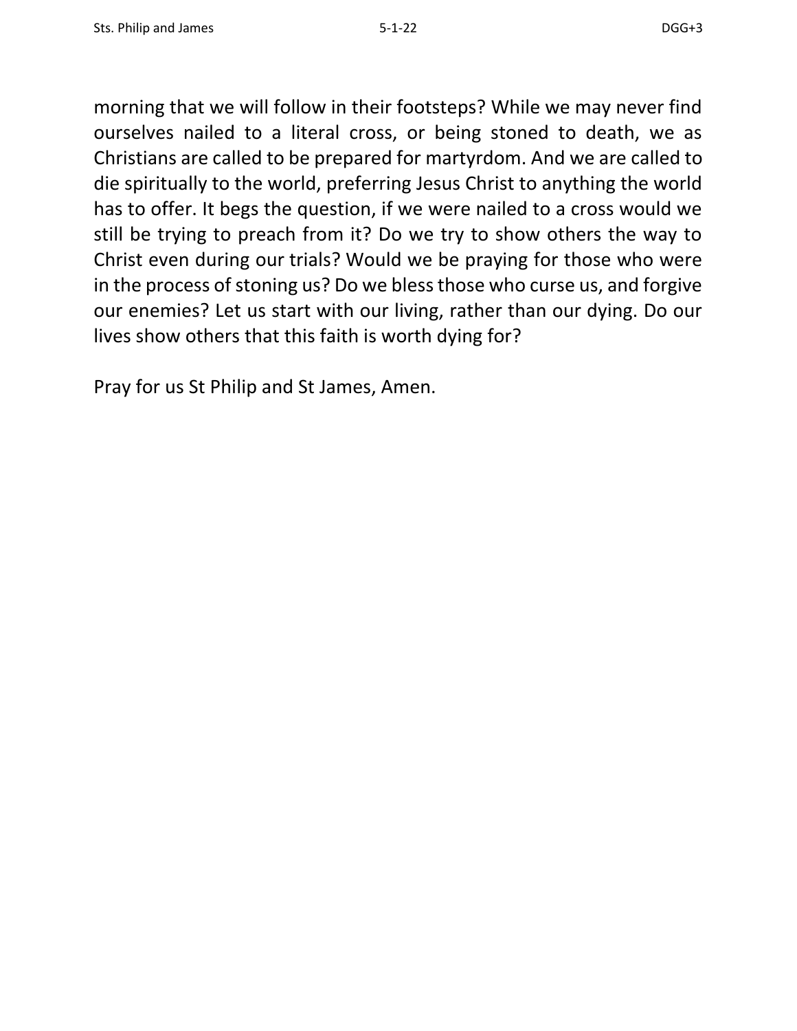morning that we will follow in their footsteps? While we may never find ourselves nailed to a literal cross, or being stoned to death, we as Christians are called to be prepared for martyrdom. And we are called to die spiritually to the world, preferring Jesus Christ to anything the world has to offer. It begs the question, if we were nailed to a cross would we still be trying to preach from it? Do we try to show others the way to Christ even during our trials? Would we be praying for those who were in the process of stoning us? Do we bless those who curse us, and forgive our enemies? Let us start with our living, rather than our dying. Do our lives show others that this faith is worth dying for?

Pray for us St Philip and St James, Amen.